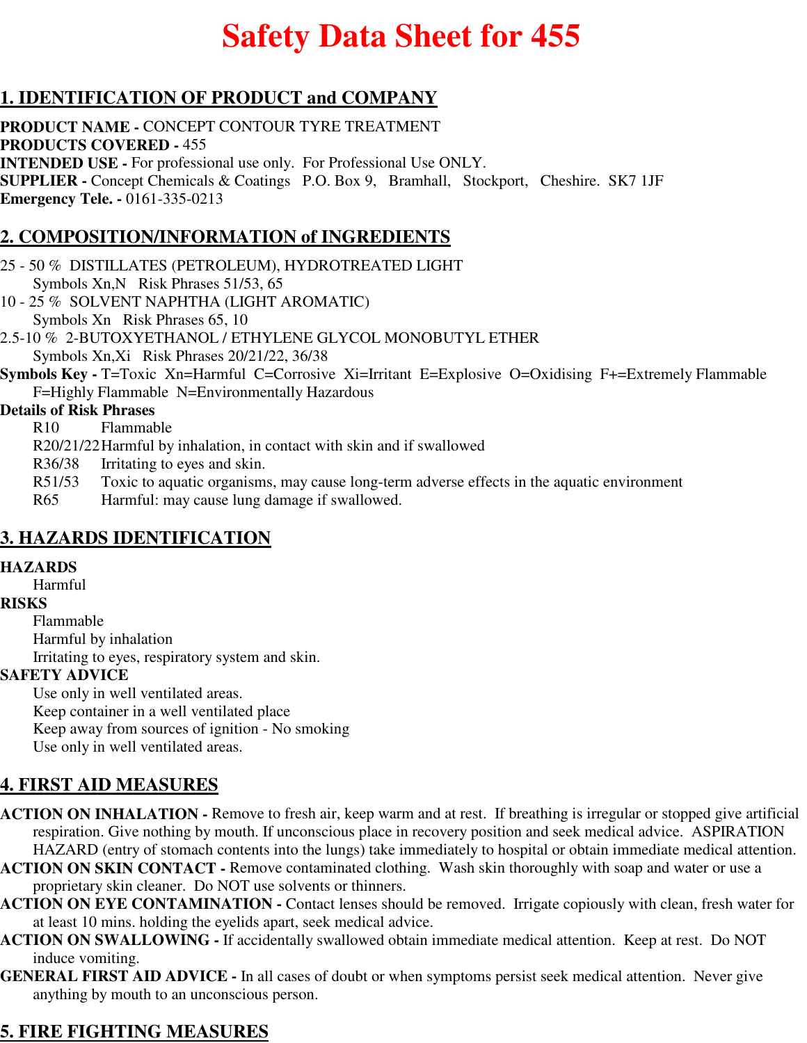# Safety Data Sheet for 455

## 1. IDENTIFICATION OF PRODUCT and COMPANY

**PRODUCT NAME -** CONCEPT CONTOUR TYRE TREATMENT
**PRODUCTS COVERED -** 455
**INTENDED USE -** For professional use only. For Professional Use ONLY.
**SUPPLIER -** Concept Chemicals & Coatings P.O. Box 9, Bramhall, Stockport, Cheshire. SK7 1JF
**Emergency Tele. -** 0161-335-0213

## 2. COMPOSITION/INFORMATION of INGREDIENTS

25 - 50 % DISTILLATES (PETROLEUM), HYDROTREATED LIGHT
Symbols Xn,N Risk Phrases 51/53, 65
10 - 25 % SOLVENT NAPHTHA (LIGHT AROMATIC)
Symbols Xn Risk Phrases 65, 10
2.5-10 % 2-BUTOXYETHANOL / ETHYLENE GLYCOL MONOBUTYL ETHER
Symbols Xn,Xi Risk Phrases 20/21/22, 36/38

**Symbols Key -** T=Toxic Xn=Harmful C=Corrosive Xi=Irritant E=Explosive O=Oxidising F+=Extremely Flammable F=Highly Flammable N=Environmentally Hazardous

**Details of Risk Phrases**

- R10 Flammable
- R20/21/22 Harmful by inhalation, in contact with skin and if swallowed
- R36/38 Irritating to eyes and skin.
- R51/53 Toxic to aquatic organisms, may cause long-term adverse effects in the aquatic environment
- R65 Harmful: may cause lung damage if swallowed.

## 3. HAZARDS IDENTIFICATION

**HAZARDS**
Harmful

**RISKS**
Flammable
Harmful by inhalation
Irritating to eyes, respiratory system and skin.

**SAFETY ADVICE**
Use only in well ventilated areas.
Keep container in a well ventilated place
Keep away from sources of ignition - No smoking
Use only in well ventilated areas.

## 4. FIRST AID MEASURES

**ACTION ON INHALATION -** Remove to fresh air, keep warm and at rest. If breathing is irregular or stopped give artificial respiration. Give nothing by mouth. If unconscious place in recovery position and seek medical advice. ASPIRATION HAZARD (entry of stomach contents into the lungs) take immediately to hospital or obtain immediate medical attention.

**ACTION ON SKIN CONTACT -** Remove contaminated clothing. Wash skin thoroughly with soap and water or use a proprietary skin cleaner. Do NOT use solvents or thinners.

**ACTION ON EYE CONTAMINATION -** Contact lenses should be removed. Irrigate copiously with clean, fresh water for at least 10 mins. holding the eyelids apart, seek medical advice.

**ACTION ON SWALLOWING -** If accidentally swallowed obtain immediate medical attention. Keep at rest. Do NOT induce vomiting.

**GENERAL FIRST AID ADVICE -** In all cases of doubt or when symptoms persist seek medical attention. Never give anything by mouth to an unconscious person.

## 5. FIRE FIGHTING MEASURES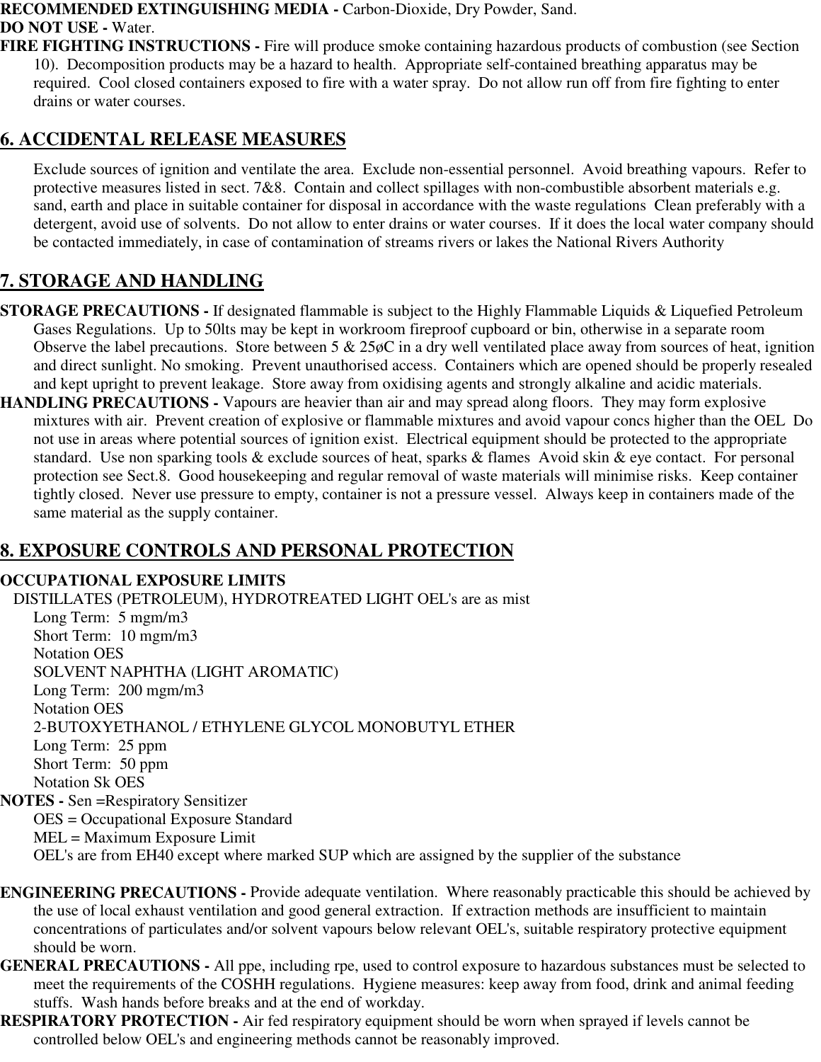**RECOMMENDED EXTINGUISHING MEDIA -** Carbon-Dioxide, Dry Powder, Sand.

**DO NOT USE -** Water.

**FIRE FIGHTING INSTRUCTIONS -** Fire will produce smoke containing hazardous products of combustion (see Section 10). Decomposition products may be a hazard to health. Appropriate self-contained breathing apparatus may be required. Cool closed containers exposed to fire with a water spray. Do not allow run off from fire fighting to enter drains or water courses.

## 6. ACCIDENTAL RELEASE MEASURES

Exclude sources of ignition and ventilate the area. Exclude non-essential personnel. Avoid breathing vapours. Refer to protective measures listed in sect. 7&8. Contain and collect spillages with non-combustible absorbent materials e.g. sand, earth and place in suitable container for disposal in accordance with the waste regulations Clean preferably with a detergent, avoid use of solvents. Do not allow to enter drains or water courses. If it does the local water company should be contacted immediately, in case of contamination of streams rivers or lakes the National Rivers Authority

## 7. STORAGE AND HANDLING

**STORAGE PRECAUTIONS -** If designated flammable is subject to the Highly Flammable Liquids & Liquefied Petroleum Gases Regulations. Up to 50lts may be kept in workroom fireproof cupboard or bin, otherwise in a separate room Observe the label precautions. Store between 5 & 25øC in a dry well ventilated place away from sources of heat, ignition and direct sunlight. No smoking. Prevent unauthorised access. Containers which are opened should be properly resealed and kept upright to prevent leakage. Store away from oxidising agents and strongly alkaline and acidic materials.

**HANDLING PRECAUTIONS -** Vapours are heavier than air and may spread along floors. They may form explosive mixtures with air. Prevent creation of explosive or flammable mixtures and avoid vapour concs higher than the OEL Do not use in areas where potential sources of ignition exist. Electrical equipment should be protected to the appropriate standard. Use non sparking tools & exclude sources of heat, sparks & flames Avoid skin & eye contact. For personal protection see Sect.8. Good housekeeping and regular removal of waste materials will minimise risks. Keep container tightly closed. Never use pressure to empty, container is not a pressure vessel. Always keep in containers made of the same material as the supply container.

## 8. EXPOSURE CONTROLS AND PERSONAL PROTECTION

**OCCUPATIONAL EXPOSURE LIMITS**

DISTILLATES (PETROLEUM), HYDROTREATED LIGHT OEL's are as mist
Long Term: 5 mgm/m3
Short Term: 10 mgm/m3
Notation OES

SOLVENT NAPHTHA (LIGHT AROMATIC)
Long Term: 200 mgm/m3
Notation OES

2-BUTOXYETHANOL / ETHYLENE GLYCOL MONOBUTYL ETHER
Long Term: 25 ppm
Short Term: 50 ppm
Notation Sk OES

**NOTES -** Sen =Respiratory Sensitizer
OES = Occupational Exposure Standard
MEL = Maximum Exposure Limit
OEL's are from EH40 except where marked SUP which are assigned by the supplier of the substance

**ENGINEERING PRECAUTIONS -** Provide adequate ventilation. Where reasonably practicable this should be achieved by the use of local exhaust ventilation and good general extraction. If extraction methods are insufficient to maintain concentrations of particulates and/or solvent vapours below relevant OEL's, suitable respiratory protective equipment should be worn.

**GENERAL PRECAUTIONS -** All ppe, including rpe, used to control exposure to hazardous substances must be selected to meet the requirements of the COSHH regulations. Hygiene measures: keep away from food, drink and animal feeding stuffs. Wash hands before breaks and at the end of workday.

**RESPIRATORY PROTECTION -** Air fed respiratory equipment should be worn when sprayed if levels cannot be controlled below OEL's and engineering methods cannot be reasonably improved.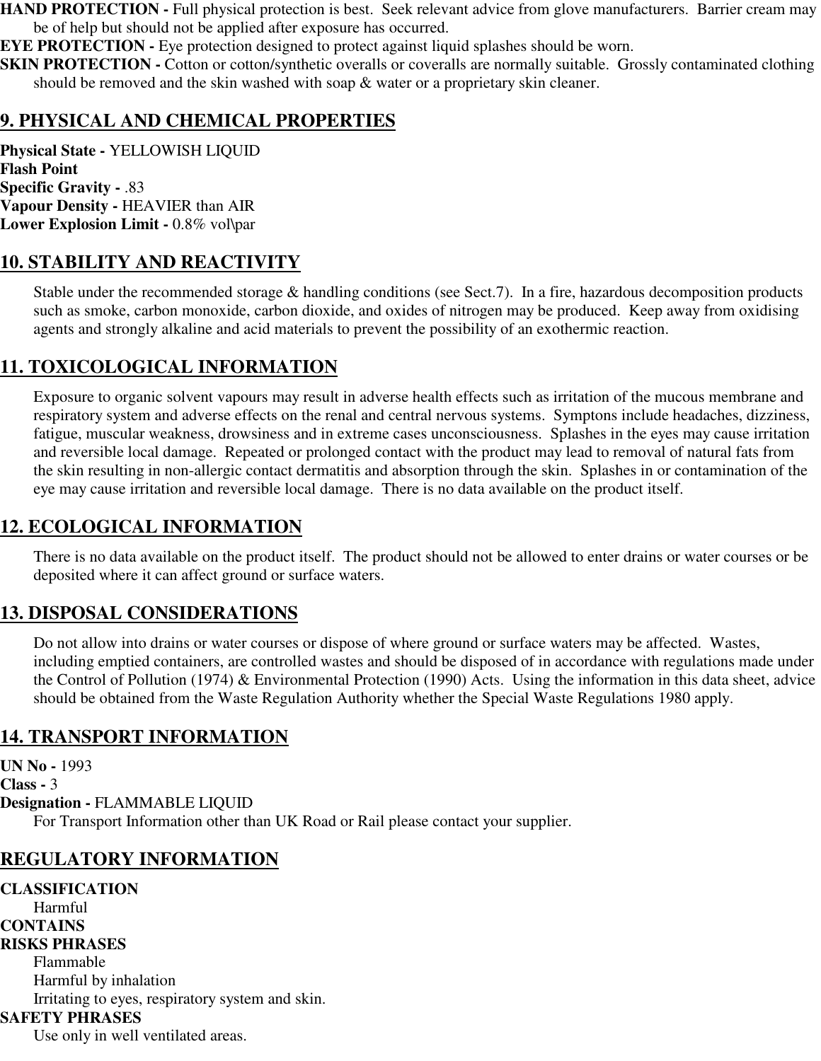**HAND PROTECTION -** Full physical protection is best. Seek relevant advice from glove manufacturers. Barrier cream may be of help but should not be applied after exposure has occurred.

**EYE PROTECTION -** Eye protection designed to protect against liquid splashes should be worn.

**SKIN PROTECTION -** Cotton or cotton/synthetic overalls or coveralls are normally suitable. Grossly contaminated clothing should be removed and the skin washed with soap & water or a proprietary skin cleaner.

## 9. PHYSICAL AND CHEMICAL PROPERTIES

**Physical State -** YELLOWISH LIQUID
**Flash Point**
**Specific Gravity -** .83
**Vapour Density -** HEAVIER than AIR
**Lower Explosion Limit -** 0.8% vol\par

## 10. STABILITY AND REACTIVITY

Stable under the recommended storage & handling conditions (see Sect.7). In a fire, hazardous decomposition products such as smoke, carbon monoxide, carbon dioxide, and oxides of nitrogen may be produced. Keep away from oxidising agents and strongly alkaline and acid materials to prevent the possibility of an exothermic reaction.

## 11. TOXICOLOGICAL INFORMATION

Exposure to organic solvent vapours may result in adverse health effects such as irritation of the mucous membrane and respiratory system and adverse effects on the renal and central nervous systems. Symptons include headaches, dizziness, fatigue, muscular weakness, drowsiness and in extreme cases unconsciousness. Splashes in the eyes may cause irritation and reversible local damage. Repeated or prolonged contact with the product may lead to removal of natural fats from the skin resulting in non-allergic contact dermatitis and absorption through the skin. Splashes in or contamination of the eye may cause irritation and reversible local damage. There is no data available on the product itself.

## 12. ECOLOGICAL INFORMATION

There is no data available on the product itself. The product should not be allowed to enter drains or water courses or be deposited where it can affect ground or surface waters.

## 13. DISPOSAL CONSIDERATIONS

Do not allow into drains or water courses or dispose of where ground or surface waters may be affected. Wastes, including emptied containers, are controlled wastes and should be disposed of in accordance with regulations made under the Control of Pollution (1974) & Environmental Protection (1990) Acts. Using the information in this data sheet, advice should be obtained from the Waste Regulation Authority whether the Special Waste Regulations 1980 apply.

## 14. TRANSPORT INFORMATION

**UN No -** 1993
**Class -** 3
**Designation -** FLAMMABLE LIQUID

For Transport Information other than UK Road or Rail please contact your supplier.

## REGULATORY INFORMATION

**CLASSIFICATION**

Harmful

**CONTAINS**

**RISKS PHRASES**

Flammable
Harmful by inhalation
Irritating to eyes, respiratory system and skin.

**SAFETY PHRASES**

Use only in well ventilated areas.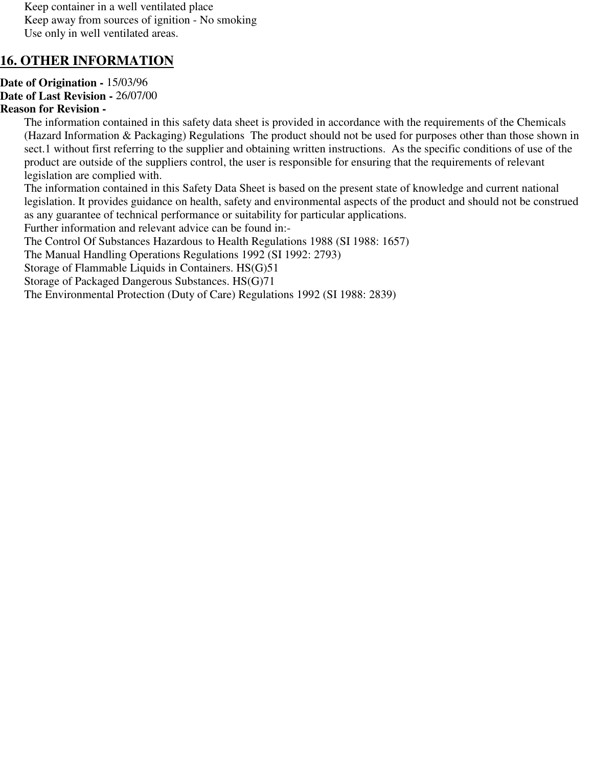Keep container in a well ventilated place
Keep away from sources of ignition - No smoking
Use only in well ventilated areas.

## 16. OTHER INFORMATION

**Date of Origination -** 15/03/96
**Date of Last Revision -** 26/07/00
**Reason for Revision -**

The information contained in this safety data sheet is provided in accordance with the requirements of the Chemicals (Hazard Information & Packaging) Regulations The product should not be used for purposes other than those shown in sect.1 without first referring to the supplier and obtaining written instructions. As the specific conditions of use of the product are outside of the suppliers control, the user is responsible for ensuring that the requirements of relevant legislation are complied with.
The information contained in this Safety Data Sheet is based on the present state of knowledge and current national legislation. It provides guidance on health, safety and environmental aspects of the product and should not be construed as any guarantee of technical performance or suitability for particular applications.
Further information and relevant advice can be found in:-
The Control Of Substances Hazardous to Health Regulations 1988 (SI 1988: 1657)
The Manual Handling Operations Regulations 1992 (SI 1992: 2793)
Storage of Flammable Liquids in Containers. HS(G)51
Storage of Packaged Dangerous Substances. HS(G)71
The Environmental Protection (Duty of Care) Regulations 1992 (SI 1988: 2839)